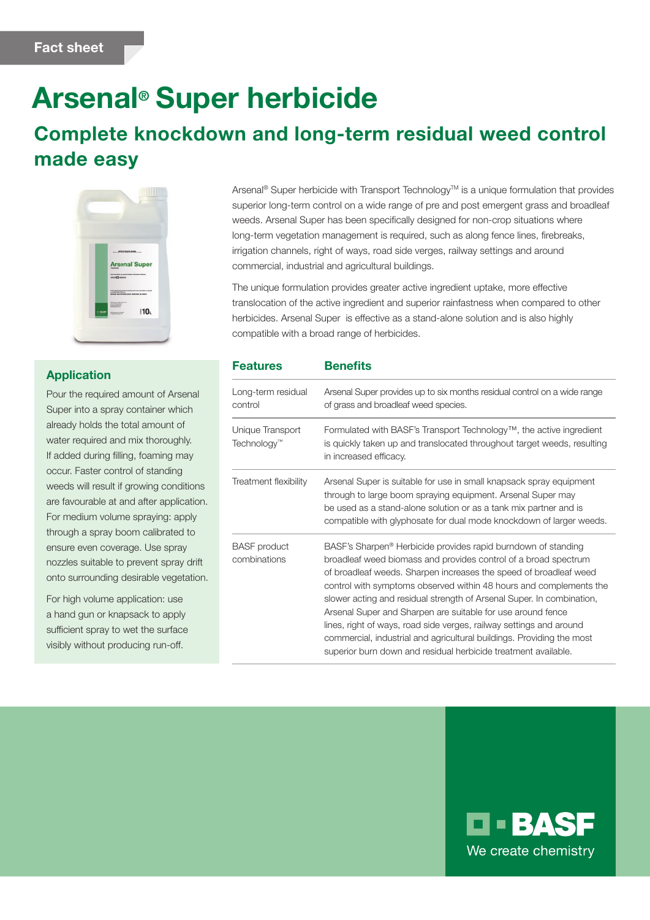Fact sheet

# Arsenal® Super herbicide

## Complete knockdown and long-term residual weed control made easy

Arsenal® Super herbicide with Transport Technology™ is a unique formulation that provides superior long-term control on a wide range of pre and post emergent grass and broadleaf weeds. Arsenal Super has been specifically designed for non-crop situations where long-term vegetation management is required, such as along fence lines, firebreaks, irrigation channels, right of ways, road side verges, railway settings and around commercial, industrial and agricultural buildings.

The unique formulation provides greater active ingredient uptake, more effective translocation of the active ingredient and superior rainfastness when compared to other herbicides. Arsenal Super is effective as a stand-alone solution and is also highly compatible with a broad range of herbicides.

### Application

Pour the required amount of Arsenal Super into a spray container which already holds the total amount of water required and mix thoroughly. If added during filling, foaming may occur. Faster control of standing weeds will result if growing conditions are favourable at and after application. For medium volume spraying: apply through a spray boom calibrated to ensure even coverage. Use spray nozzles suitable to prevent spray drift onto surrounding desirable vegetation.

For high volume application: use a hand gun or knapsack to apply sufficient spray to wet the surface visibly without producing run-off.

| Features | Benefits |
|---|---|
| Long-term residual control | Arsenal Super provides up to six months residual control on a wide range of grass and broadleaf weed species. |
| Unique Transport Technology™ | Formulated with BASF's Transport Technology™, the active ingredient is quickly taken up and translocated throughout target weeds, resulting in increased efficacy. |
| Treatment flexibility | Arsenal Super is suitable for use in small knapsack spray equipment through to large boom spraying equipment. Arsenal Super may be used as a stand-alone solution or as a tank mix partner and is compatible with glyphosate for dual mode knockdown of larger weeds. |
| BASF product combinations | BASF's Sharpen® Herbicide provides rapid burndown of standing broadleaf weed biomass and provides control of a broad spectrum of broadleaf weeds. Sharpen increases the speed of broadleaf weed control with symptoms observed within 48 hours and complements the slower acting and residual strength of Arsenal Super. In combination, Arsenal Super and Sharpen are suitable for use around fence lines, right of ways, road side verges, railway settings and around commercial, industrial and agricultural buildings. Providing the most superior burn down and residual herbicide treatment available. |

BASF
We create chemistry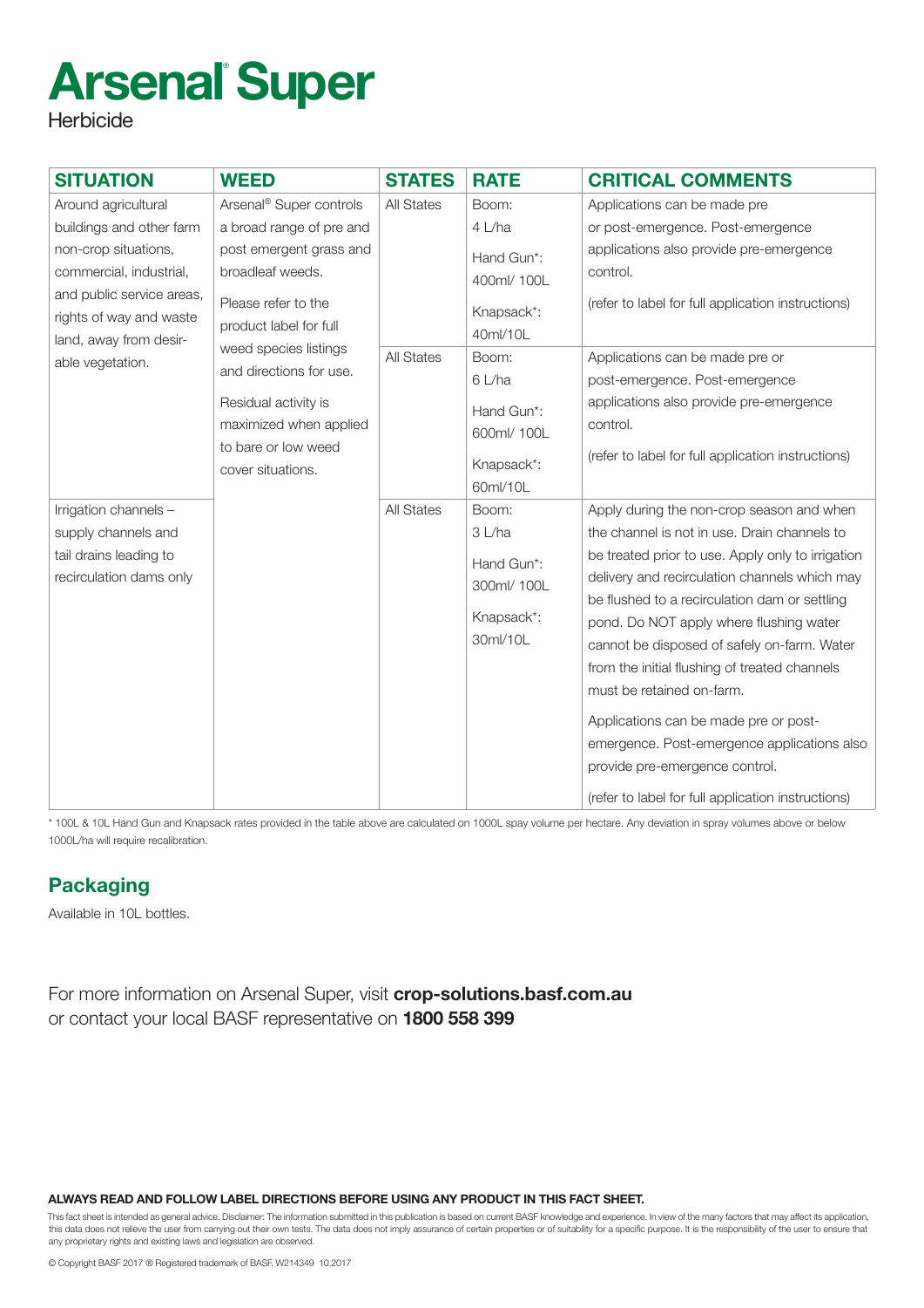# Arsenal® Super

Herbicide

| SITUATION | WEED | STATES | RATE | CRITICAL COMMENTS |
|---|---|---|---|---|
| Around agricultural buildings and other farm non-crop situations, commercial, industrial, and public service areas, rights of way and waste land, away from desirable vegetation. | Arsenal® Super controls a broad range of pre and post emergent grass and broadleaf weeds. Please refer to the product label for full weed species listings and directions for use. Residual activity is maximized when applied to bare or low weed cover situations. | All States | Boom: 4 L/ha<br>Hand Gun*: 400ml/ 100L<br>Knapsack*: 40ml/10L | Applications can be made pre or post-emergence. Post-emergence applications also provide pre-emergence control.<br>(refer to label for full application instructions) |
| | | All States | Boom: 6 L/ha<br>Hand Gun*: 600ml/ 100L<br>Knapsack*: 60ml/10L | Applications can be made pre or post-emergence. Post-emergence applications also provide pre-emergence control.<br>(refer to label for full application instructions) |
| Irrigation channels – supply channels and tail drains leading to recirculation dams only | | All States | Boom: 3 L/ha<br>Hand Gun*: 300ml/ 100L<br>Knapsack*: 30ml/10L | Apply during the non-crop season and when the channel is not in use. Drain channels to be treated prior to use. Apply only to irrigation delivery and recirculation channels which may be flushed to a recirculation dam or settling pond. Do NOT apply where flushing water cannot be disposed of safely on-farm. Water from the initial flushing of treated channels must be retained on-farm.<br>Applications can be made pre or post-emergence. Post-emergence applications also provide pre-emergence control.<br>(refer to label for full application instructions) |

* 100L & 10L Hand Gun and Knapsack rates provided in the table above are calculated on 1000L spay volume per hectare. Any deviation in spray volumes above or below 1000L/ha will require recalibration.

## Packaging

Available in 10L bottles.

For more information on Arsenal Super, visit **crop-solutions.basf.com.au** or contact your local BASF representative on **1800 558 399**

**ALWAYS READ AND FOLLOW LABEL DIRECTIONS BEFORE USING ANY PRODUCT IN THIS FACT SHEET.**

This fact sheet is intended as general advice. Disclaimer: The information submitted in this publication is based on current BASF knowledge and experience. In view of the many factors that may affect its application, this data does not relieve the user from carrying out their own tests. The data does not imply assurance of certain properties or of suitability for a specific purpose. It is the responsibility of the user to ensure that any proprietary rights and existing laws and legislation are observed.

© Copyright BASF 2017 ® Registered trademark of BASF. W214349 10.2017